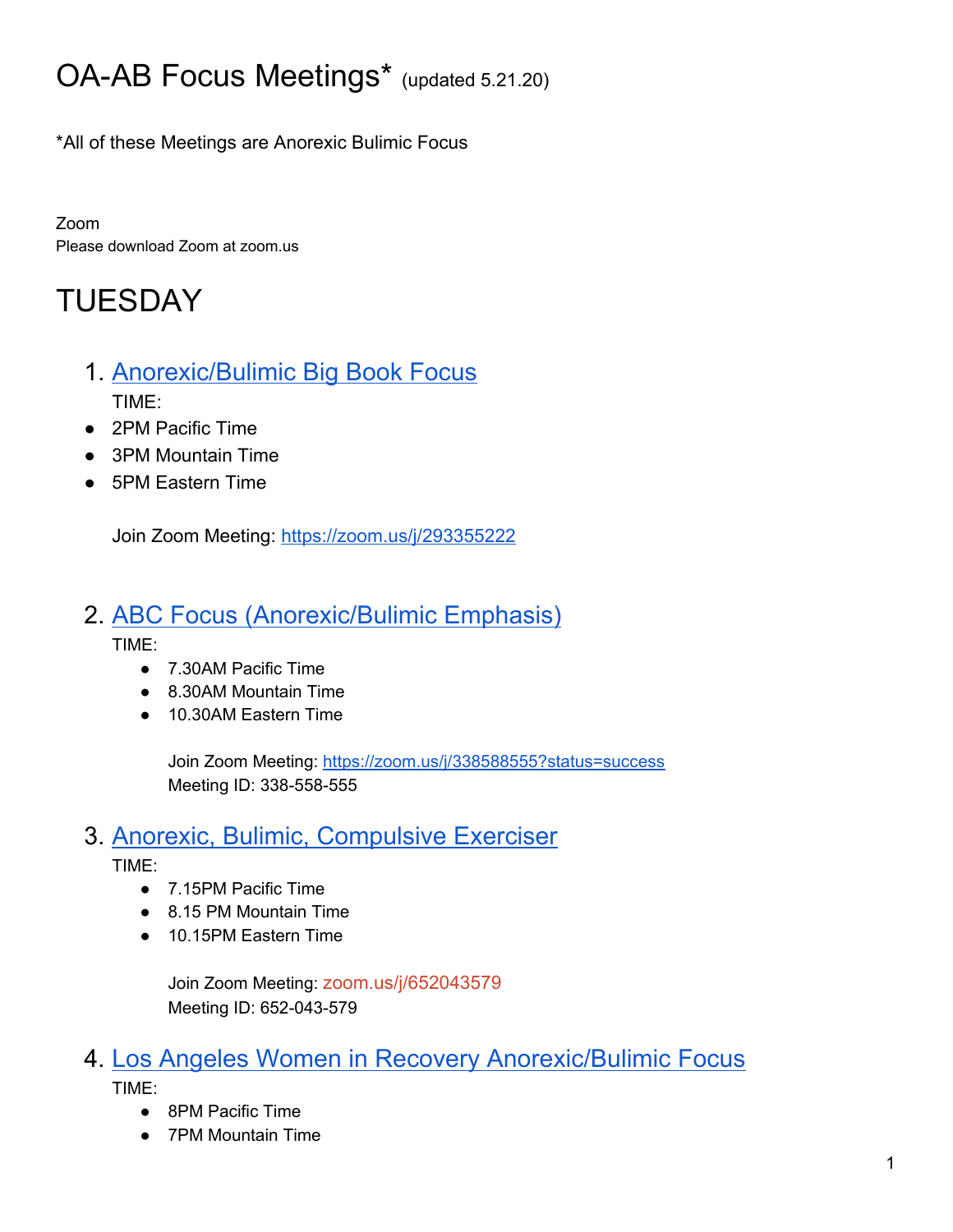# OA-AB Focus Meetings* (updated 5.21.20)

*All of these Meetings are Anorexic Bulimic Focus

Zoom

Please download Zoom at zoom.us

# TUESDAY

1. [Anorexic/Bulimic Big Book Focus]()

   TIME:

- 2PM Pacific Time
- 3PM Mountain Time
- 5PM Eastern Time

  Join Zoom Meeting: https://zoom.us/j/293355222

2. [ABC Focus (Anorexic/Bulimic Emphasis)]()

   TIME:

   - 7.30AM Pacific Time
   - 8.30AM Mountain Time
   - 10.30AM Eastern Time

   Join Zoom Meeting: https://zoom.us/j/338588555?status=success
   Meeting ID: 338-558-555

3. [Anorexic, Bulimic, Compulsive Exerciser]()

   TIME:

   - 7.15PM Pacific Time
   - 8.15 PM Mountain Time
   - 10.15PM Eastern Time

   Join Zoom Meeting: zoom.us/j/652043579
   Meeting ID: 652-043-579

4. [Los Angeles Women in Recovery Anorexic/Bulimic Focus]()

   TIME:

   - 8PM Pacific Time
   - 7PM Mountain Time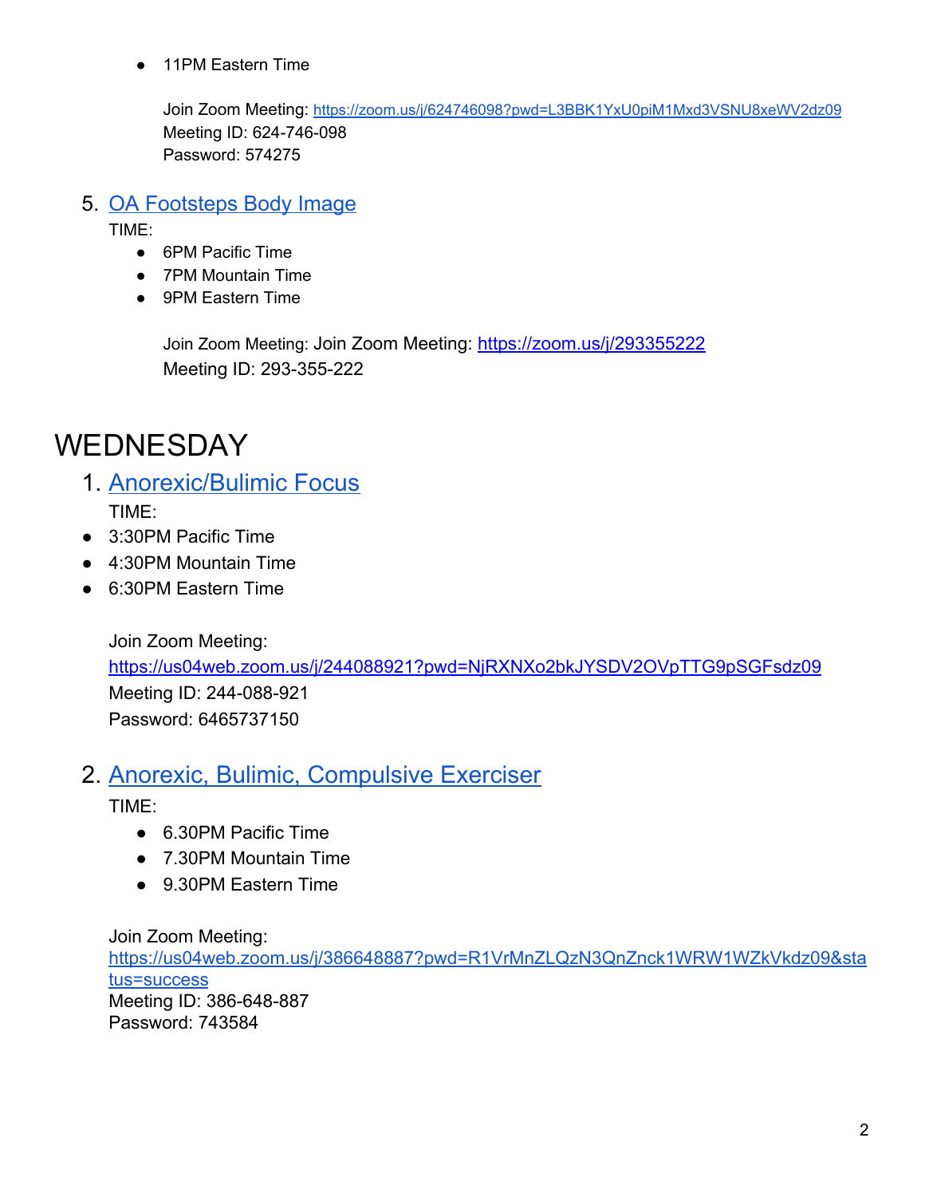- 11PM Eastern Time

  Join Zoom Meeting: https://zoom.us/j/624746098?pwd=L3BBK1YxU0piM1Mxd3VSNU8xeWV2dz09
  Meeting ID: 624-746-098
  Password: 574275

5. OA Footsteps Body Image

   TIME:
   - 6PM Pacific Time
   - 7PM Mountain Time
   - 9PM Eastern Time

   Join Zoom Meeting: Join Zoom Meeting: https://zoom.us/j/293355222
   Meeting ID: 293-355-222

# WEDNESDAY

1. Anorexic/Bulimic Focus

   TIME:
- 3:30PM Pacific Time
- 4:30PM Mountain Time
- 6:30PM Eastern Time

  Join Zoom Meeting:
  https://us04web.zoom.us/j/244088921?pwd=NjRXNXo2bkJYSDV2OVpTTG9pSGFsdz09
  Meeting ID: 244-088-921
  Password: 6465737150

2. Anorexic, Bulimic, Compulsive Exerciser

   TIME:
   - 6.30PM Pacific Time
   - 7.30PM Mountain Time
   - 9.30PM Eastern Time

   Join Zoom Meeting:
   https://us04web.zoom.us/j/386648887?pwd=R1VrMnZLQzN3QnZnck1WRW1WZkVkdz09&status=success
   Meeting ID: 386-648-887
   Password: 743584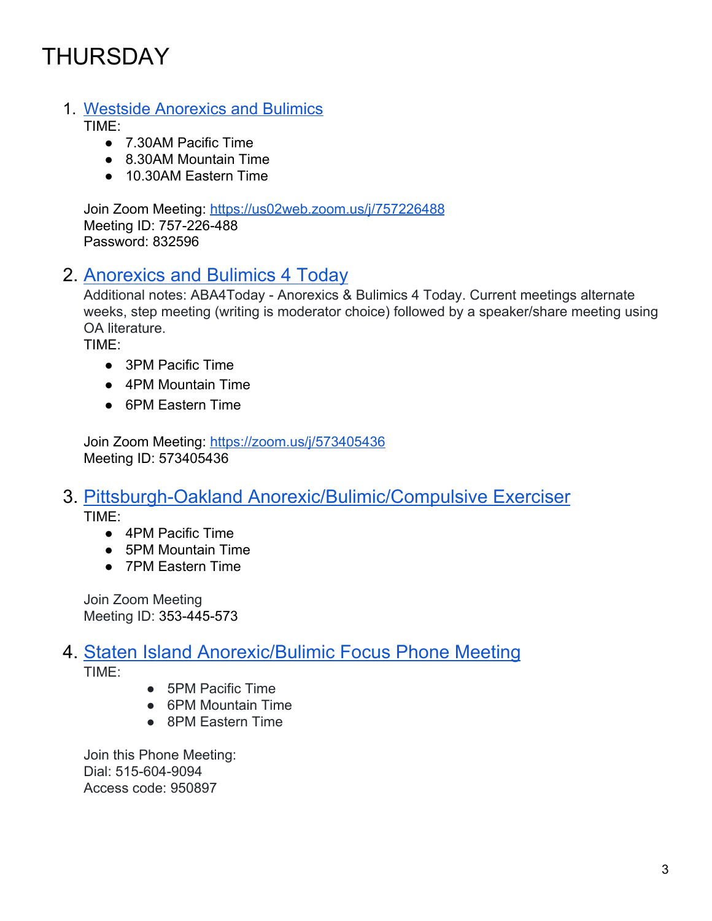# THURSDAY

1. Westside Anorexics and Bulimics
   TIME:
   - 7.30AM Pacific Time
   - 8.30AM Mountain Time
   - 10.30AM Eastern Time

   Join Zoom Meeting: https://us02web.zoom.us/j/757226488
   Meeting ID: 757-226-488
   Password: 832596

2. Anorexics and Bulimics 4 Today
   Additional notes: ABA4Today - Anorexics & Bulimics 4 Today. Current meetings alternate weeks, step meeting (writing is moderator choice) followed by a speaker/share meeting using OA literature.
   TIME:
   - 3PM Pacific Time
   - 4PM Mountain Time
   - 6PM Eastern Time

   Join Zoom Meeting: https://zoom.us/j/573405436
   Meeting ID: 573405436

3. Pittsburgh-Oakland Anorexic/Bulimic/Compulsive Exerciser
   TIME:
   - 4PM Pacific Time
   - 5PM Mountain Time
   - 7PM Eastern Time

   Join Zoom Meeting
   Meeting ID: 353-445-573

4. Staten Island Anorexic/Bulimic Focus Phone Meeting
   TIME:
   - 5PM Pacific Time
   - 6PM Mountain Time
   - 8PM Eastern Time

   Join this Phone Meeting:
   Dial: 515-604-9094
   Access code: 950897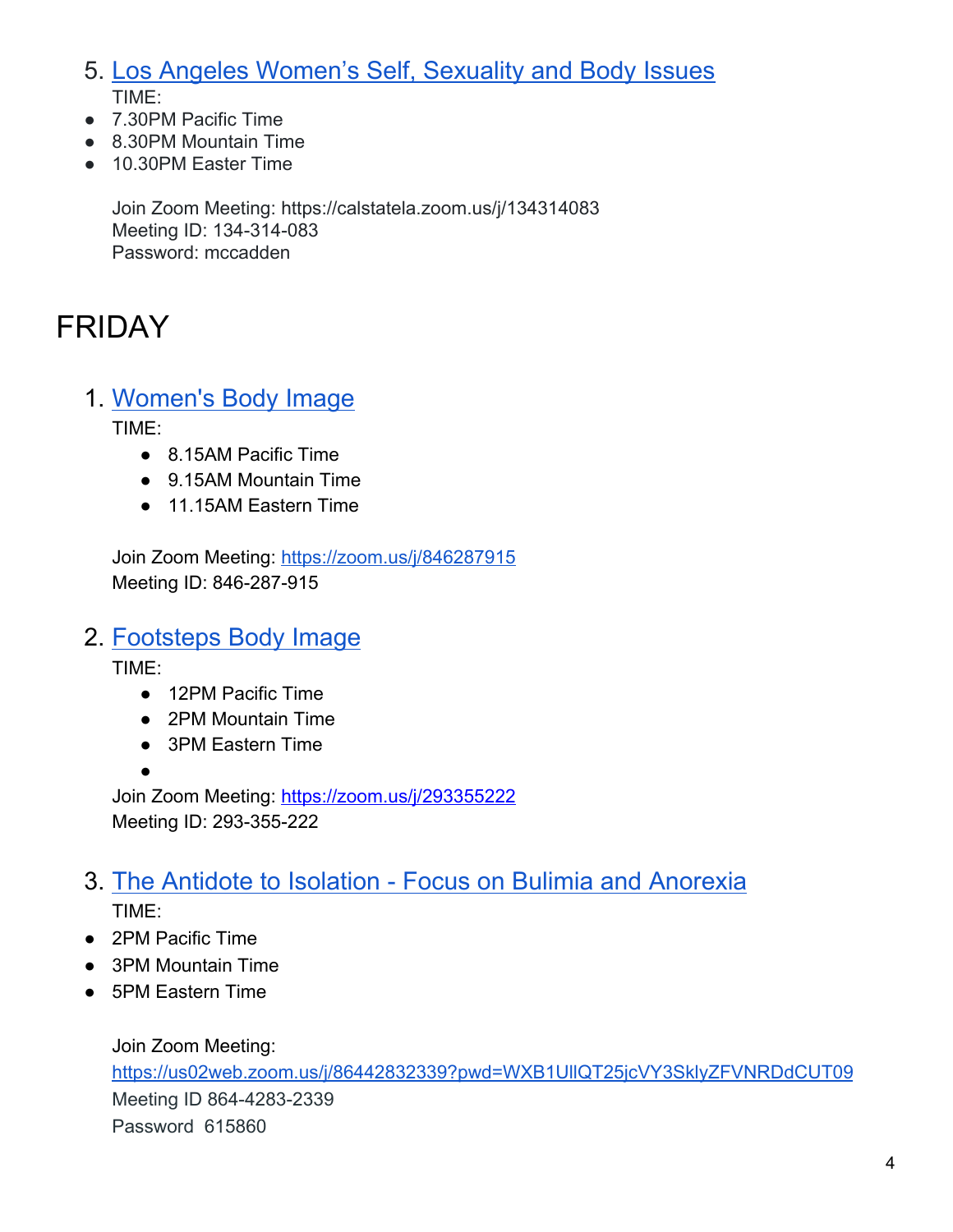5. [Los Angeles Women's Self, Sexuality and Body Issues]
   TIME:
- 7.30PM Pacific Time
- 8.30PM Mountain Time
- 10.30PM Easter Time

   Join Zoom Meeting: https://calstatela.zoom.us/j/134314083
   Meeting ID: 134-314-083
   Password: mccadden

# FRIDAY

1. [Women's Body Image]
   TIME:
   - 8.15AM Pacific Time
   - 9.15AM Mountain Time
   - 11.15AM Eastern Time

   Join Zoom Meeting: https://zoom.us/j/846287915
   Meeting ID: 846-287-915

2. [Footsteps Body Image]
   TIME:
   - 12PM Pacific Time
   - 2PM Mountain Time
   - 3PM Eastern Time

   Join Zoom Meeting: https://zoom.us/j/293355222
   Meeting ID: 293-355-222

3. [The Antidote to Isolation - Focus on Bulimia and Anorexia]
   TIME:
- 2PM Pacific Time
- 3PM Mountain Time
- 5PM Eastern Time

   Join Zoom Meeting:
   https://us02web.zoom.us/j/86442832339?pwd=WXB1UllQT25jcVY3SklyZFVNRDdCUT09
   Meeting ID 864-4283-2339
   Password 615860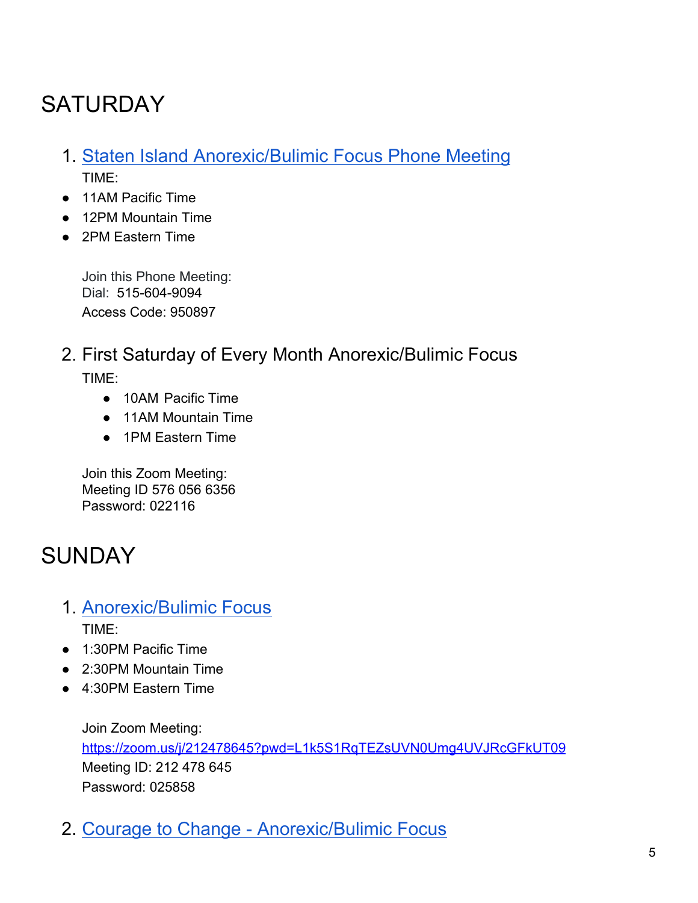# SATURDAY

1. [Staten Island Anorexic/Bulimic Focus Phone Meeting]()
   TIME:
- 11AM Pacific Time
- 12PM Mountain Time
- 2PM Eastern Time

   Join this Phone Meeting:
   Dial: 515-604-9094
   Access Code: 950897

2. First Saturday of Every Month Anorexic/Bulimic Focus
   TIME:
   - 10AM Pacific Time
   - 11AM Mountain Time
   - 1PM Eastern Time

   Join this Zoom Meeting:
   Meeting ID 576 056 6356
   Password: 022116

# SUNDAY

1. [Anorexic/Bulimic Focus]()
   TIME:
- 1:30PM Pacific Time
- 2:30PM Mountain Time
- 4:30PM Eastern Time

   Join Zoom Meeting:
   https://zoom.us/j/212478645?pwd=L1k5S1RqTEZsUVN0Umg4UVJRcGFkUT09
   Meeting ID: 212 478 645
   Password: 025858

2. [Courage to Change - Anorexic/Bulimic Focus]()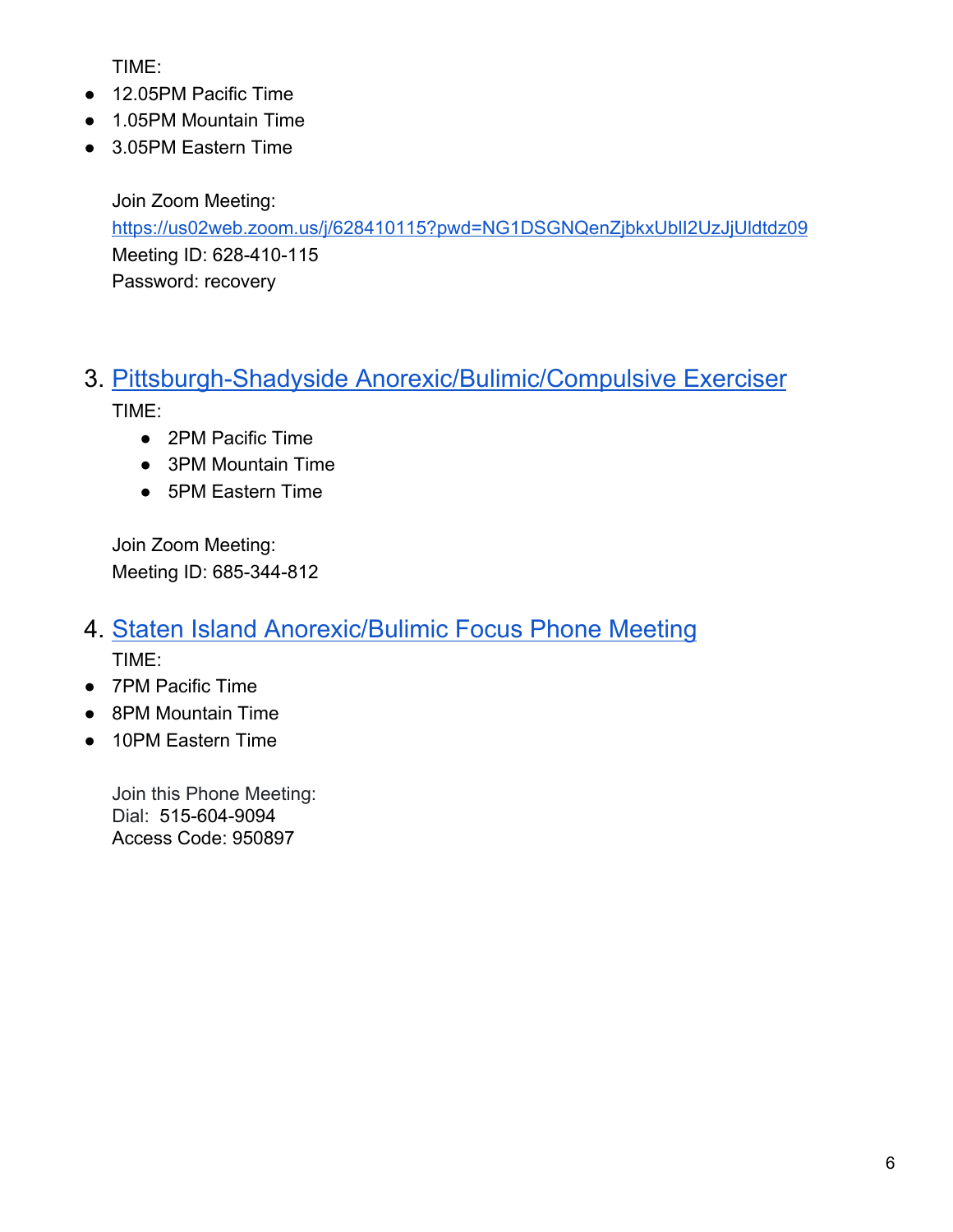TIME:

- 12.05PM Pacific Time
- 1.05PM Mountain Time
- 3.05PM Eastern Time

Join Zoom Meeting:
https://us02web.zoom.us/j/628410115?pwd=NG1DSGNQenZjbkxUblI2UzJjUldtdz09
Meeting ID: 628-410-115
Password: recovery

3. Pittsburgh-Shadyside Anorexic/Bulimic/Compulsive Exerciser

TIME:

- 2PM Pacific Time
- 3PM Mountain Time
- 5PM Eastern Time

Join Zoom Meeting:
Meeting ID: 685-344-812

4. Staten Island Anorexic/Bulimic Focus Phone Meeting

TIME:

- 7PM Pacific Time
- 8PM Mountain Time
- 10PM Eastern Time

Join this Phone Meeting:
Dial: 515-604-9094
Access Code: 950897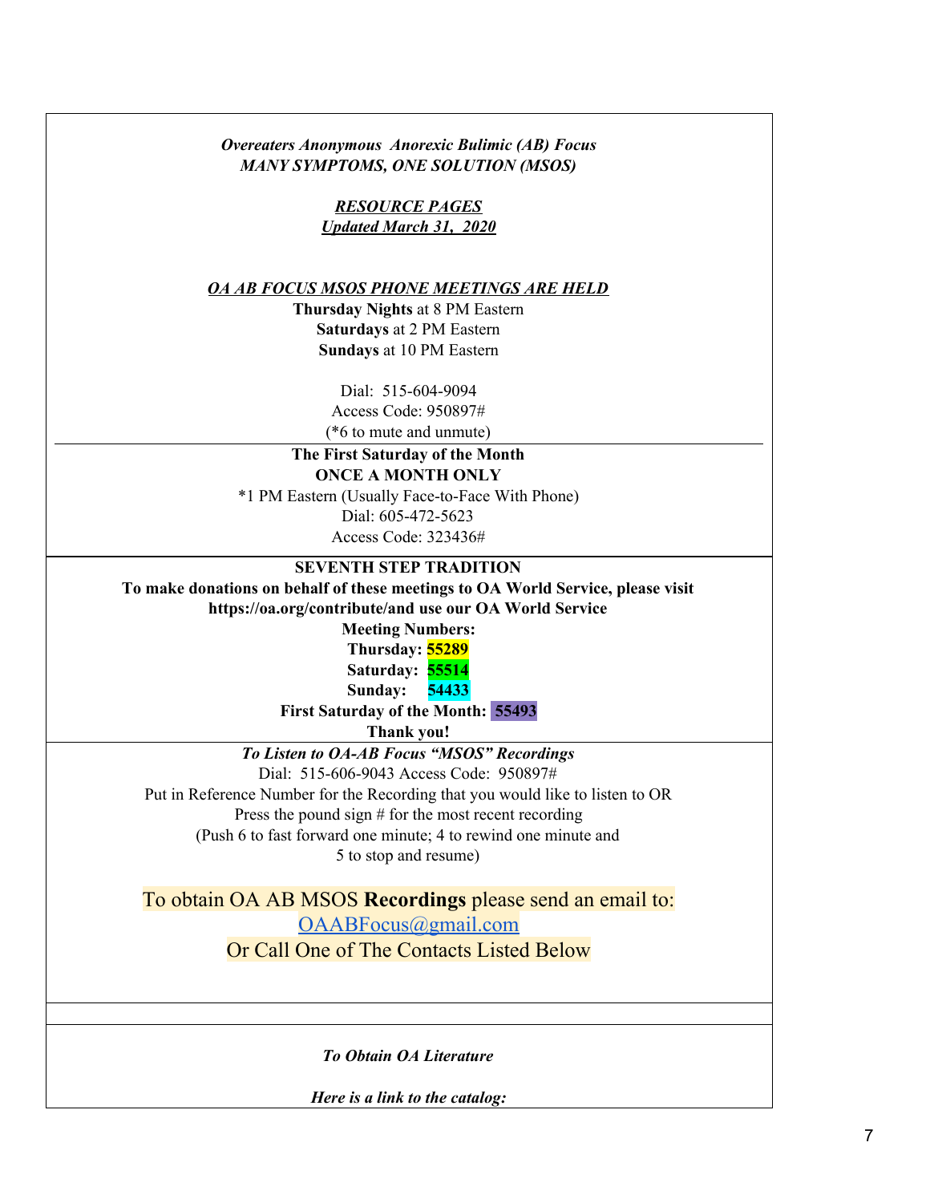***Overeaters Anonymous Anorexic Bulimic (AB) Focus***
***MANY SYMPTOMS, ONE SOLUTION (MSOS)***

***RESOURCE PAGES***
***Updated March 31, 2020***

***OA AB FOCUS MSOS PHONE MEETINGS ARE HELD***

**Thursday Nights** at 8 PM Eastern
**Saturdays** at 2 PM Eastern
**Sundays** at 10 PM Eastern

Dial: 515-604-9094
Access Code: 950897#
(*6 to mute and unmute)

---

**The First Saturday of the Month**
**ONCE A MONTH ONLY**
*1 PM Eastern (Usually Face-to-Face With Phone)
Dial: 605-472-5623
Access Code: 323436#

---

**SEVENTH STEP TRADITION**
**To make donations on behalf of these meetings to OA World Service, please visit https://oa.org/contribute/and use our OA World Service**
**Meeting Numbers:**
**Thursday: 55289**
**Saturday: 55514**
**Sunday: 54433**
**First Saturday of the Month: 55493**
**Thank you!**

---

***To Listen to OA-AB Focus "MSOS" Recordings***
Dial: 515-606-9043 Access Code: 950897#
Put in Reference Number for the Recording that you would like to listen to OR
Press the pound sign # for the most recent recording
(Push 6 to fast forward one minute; 4 to rewind one minute and
5 to stop and resume)

To obtain OA AB MSOS **Recordings** please send an email to:
OAABFocus@gmail.com
Or Call One of The Contacts Listed Below

---

***To Obtain OA Literature***

***Here is a link to the catalog:***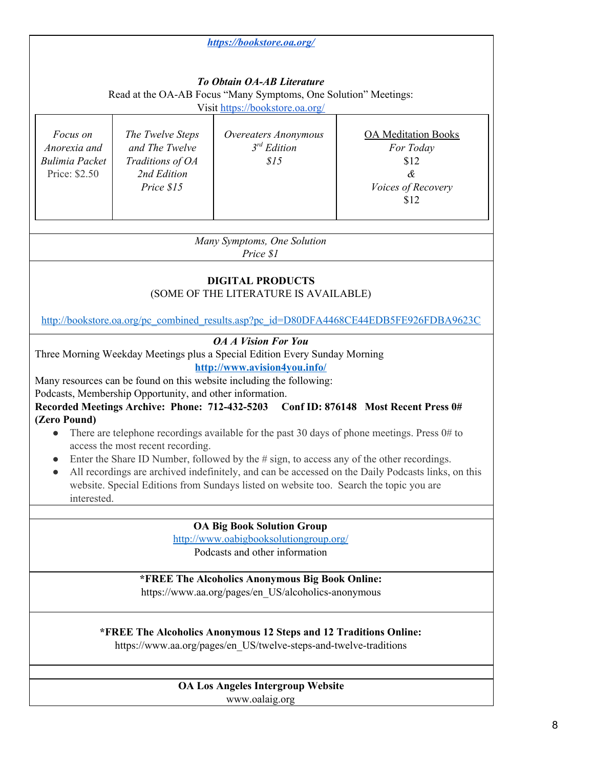***https://bookstore.oa.org/***

***To Obtain OA-AB Literature***

Read at the OA-AB Focus "Many Symptoms, One Solution" Meetings:

Visit https://bookstore.oa.org/

| *Focus on Anorexia and Bulimia Packet* Price: $2.50 | *The Twelve Steps and The Twelve Traditions of OA 2nd Edition Price $15* | *Overeaters Anonymous 3rd Edition $15* | OA Meditation Books *For Today* $12 *&* *Voices of Recovery* $12 |
|---|---|---|---|

*Many Symptoms, One Solution*
*Price $1*

**DIGITAL PRODUCTS**

(SOME OF THE LITERATURE IS AVAILABLE)

http://bookstore.oa.org/pc_combined_results.asp?pc_id=D80DFA4468CE44EDB5FE926FDBA9623C

***OA A Vision For You***

Three Morning Weekday Meetings plus a Special Edition Every Sunday Morning

**http://www.avision4you.info/**

Many resources can be found on this website including the following:
Podcasts, Membership Opportunity, and other information.

**Recorded Meetings Archive: Phone: 712-432-5203 Conf ID: 876148 Most Recent Press 0# (Zero Pound)**

- There are telephone recordings available for the past 30 days of phone meetings. Press 0# to access the most recent recording.
- Enter the Share ID Number, followed by the # sign, to access any of the other recordings.
- All recordings are archived indefinitely, and can be accessed on the Daily Podcasts links, on this website. Special Editions from Sundays listed on website too. Search the topic you are interested.

**OA Big Book Solution Group**

http://www.oabigbooksolutiongroup.org/

Podcasts and other information

***FREE The Alcoholics Anonymous Big Book Online:**

https://www.aa.org/pages/en_US/alcoholics-anonymous

***FREE The Alcoholics Anonymous 12 Steps and 12 Traditions Online:**

https://www.aa.org/pages/en_US/twelve-steps-and-twelve-traditions

**OA Los Angeles Intergroup Website**

www.oalaig.org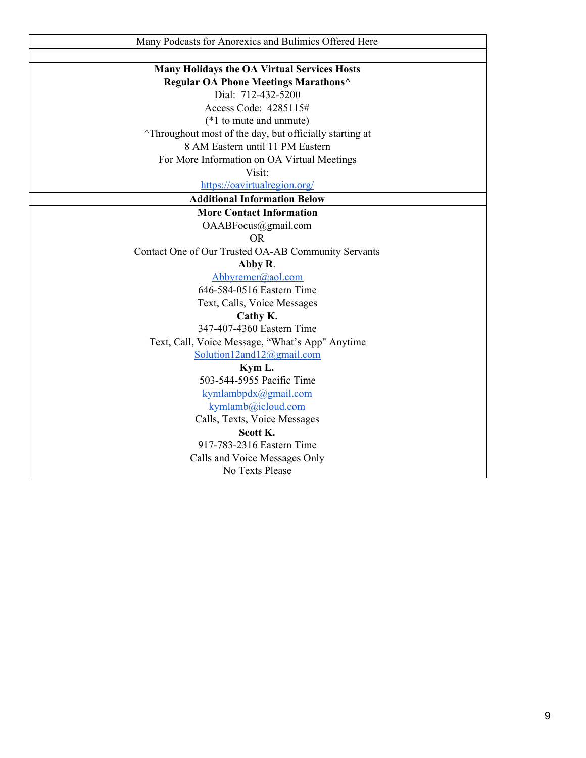Many Podcasts for Anorexics and Bulimics Offered Here

**Many Holidays the OA Virtual Services Hosts**
**Regular OA Phone Meetings Marathons^**

Dial: 712-432-5200
Access Code: 4285115#
(*1 to mute and unmute)
^Throughout most of the day, but officially starting at
8 AM Eastern until 11 PM Eastern
For More Information on OA Virtual Meetings
Visit:
https://oavirtualregion.org/

**Additional Information Below**

**More Contact Information**

OAABFocus@gmail.com
OR
Contact One of Our Trusted OA-AB Community Servants

**Abby R**.
Abbyremer@aol.com
646-584-0516 Eastern Time
Text, Calls, Voice Messages

**Cathy K.**
347-407-4360 Eastern Time
Text, Call, Voice Message, "What's App" Anytime
Solution12and12@gmail.com

**Kym L.**
503-544-5955 Pacific Time
kymlambpdx@gmail.com
kymlamb@icloud.com
Calls, Texts, Voice Messages

**Scott K.**
917-783-2316 Eastern Time
Calls and Voice Messages Only
No Texts Please